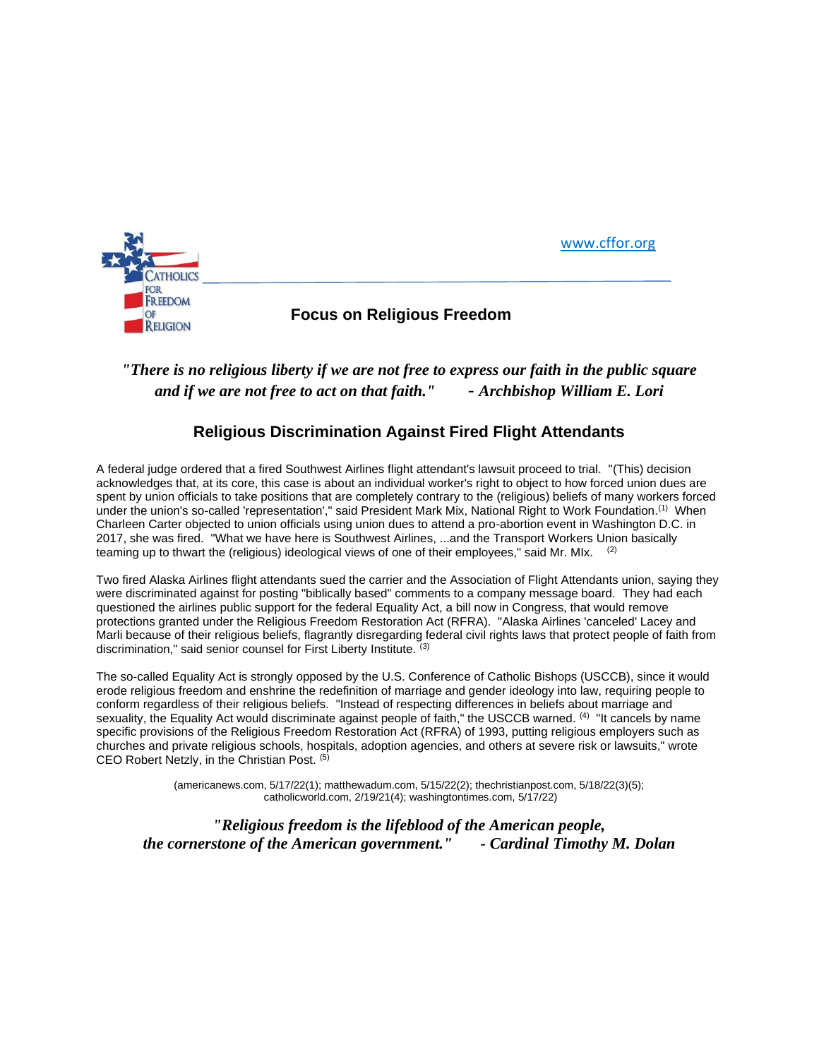www.cffor.org

Catholics for Freedom of Religion

## Focus on Religious Freedom

*"There is no religious liberty if we are not free to express our faith in the public square and if we are not free to act on that faith."* - ***Archbishop William E. Lori***

# Religious Discrimination Against Fired Flight Attendants

A federal judge ordered that a fired Southwest Airlines flight attendant's lawsuit proceed to trial. "(This) decision acknowledges that, at its core, this case is about an individual worker's right to object to how forced union dues are spent by union officials to take positions that are completely contrary to the (religious) beliefs of many workers forced under the union's so-called 'representation'," said President Mark Mix, National Right to Work Foundation.[1] When Charleen Carter objected to union officials using union dues to attend a pro-abortion event in Washington D.C. in 2017, she was fired. "What we have here is Southwest Airlines, ...and the Transport Workers Union basically teaming up to thwart the (religious) ideological views of one of their employees," said Mr. MIx. [2]

Two fired Alaska Airlines flight attendants sued the carrier and the Association of Flight Attendants union, saying they were discriminated against for posting "biblically based" comments to a company message board. They had each questioned the airlines public support for the federal Equality Act, a bill now in Congress, that would remove protections granted under the Religious Freedom Restoration Act (RFRA). "Alaska Airlines 'canceled' Lacey and Marli because of their religious beliefs, flagrantly disregarding federal civil rights laws that protect people of faith from discrimination," said senior counsel for First Liberty Institute. [3]

The so-called Equality Act is strongly opposed by the U.S. Conference of Catholic Bishops (USCCB), since it would erode religious freedom and enshrine the redefinition of marriage and gender ideology into law, requiring people to conform regardless of their religious beliefs. "Instead of respecting differences in beliefs about marriage and sexuality, the Equality Act would discriminate against people of faith," the USCCB warned. [4] "It cancels by name specific provisions of the Religious Freedom Restoration Act (RFRA) of 1993, putting religious employers such as churches and private religious schools, hospitals, adoption agencies, and others at severe risk or lawsuits," wrote CEO Robert Netzly, in the Christian Post. [5]

(americanews.com, 5/17/22(1); matthewadum.com, 5/15/22(2); thechristianpost.com, 5/18/22(3)(5); catholicworld.com, 2/19/21(4); washingtontimes.com, 5/17/22)

*"Religious freedom is the lifeblood of the American people, the cornerstone of the American government."* - ***Cardinal Timothy M. Dolan***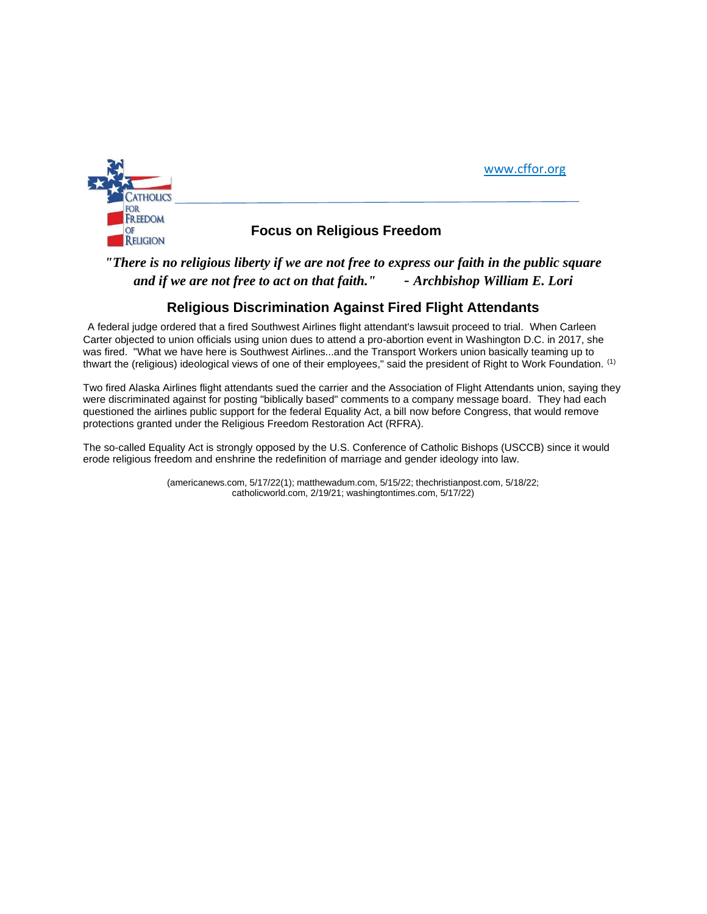CATHOLICS FOR FREEDOM OF RELIGION

www.cffor.org

## Focus on Religious Freedom

***"There is no religious liberty if we are not free to express our faith in the public square and if we are not free to act on that faith." - Archbishop William E. Lori***

## Religious Discrimination Against Fired Flight Attendants

A federal judge ordered that a fired Southwest Airlines flight attendant's lawsuit proceed to trial. When Carleen Carter objected to union officials using union dues to attend a pro-abortion event in Washington D.C. in 2017, she was fired. "What we have here is Southwest Airlines...and the Transport Workers union basically teaming up to thwart the (religious) ideological views of one of their employees," said the president of Right to Work Foundation. (1)

Two fired Alaska Airlines flight attendants sued the carrier and the Association of Flight Attendants union, saying they were discriminated against for posting "biblically based" comments to a company message board. They had each questioned the airlines public support for the federal Equality Act, a bill now before Congress, that would remove protections granted under the Religious Freedom Restoration Act (RFRA).

The so-called Equality Act is strongly opposed by the U.S. Conference of Catholic Bishops (USCCB) since it would erode religious freedom and enshrine the redefinition of marriage and gender ideology into law.

(americanews.com, 5/17/22(1); matthewadum.com, 5/15/22; thechristianpost.com, 5/18/22; catholicworld.com, 2/19/21; washingtontimes.com, 5/17/22)